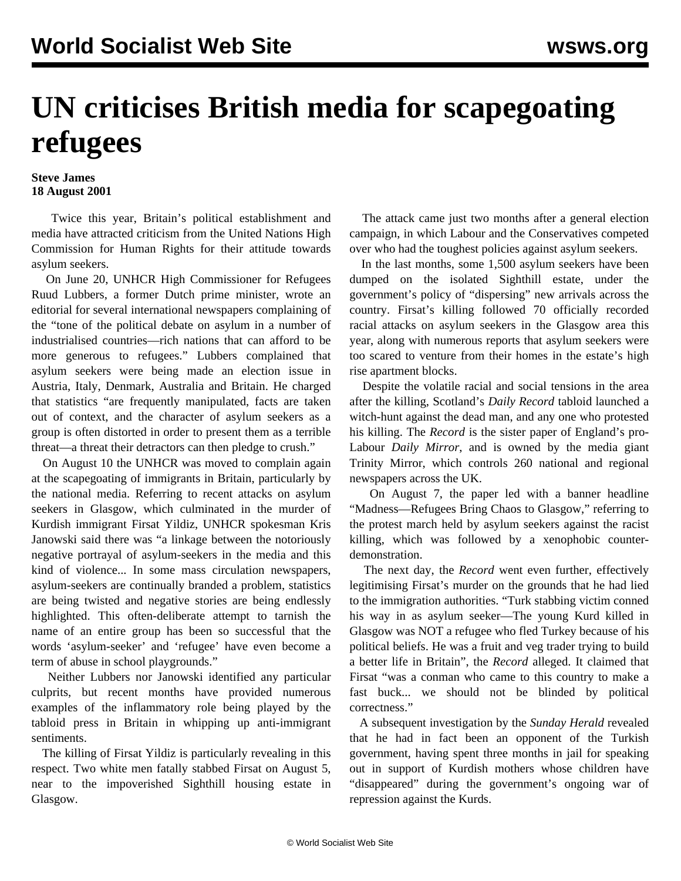# UN criticises British media for scapegoating refugees

**Steve James**
**18 August 2001**

Twice this year, Britain's political establishment and media have attracted criticism from the United Nations High Commission for Human Rights for their attitude towards asylum seekers.

On June 20, UNHCR High Commissioner for Refugees Ruud Lubbers, a former Dutch prime minister, wrote an editorial for several international newspapers complaining of the "tone of the political debate on asylum in a number of industrialised countries—rich nations that can afford to be more generous to refugees." Lubbers complained that asylum seekers were being made an election issue in Austria, Italy, Denmark, Australia and Britain. He charged that statistics "are frequently manipulated, facts are taken out of context, and the character of asylum seekers as a group is often distorted in order to present them as a terrible threat—a threat their detractors can then pledge to crush."

On August 10 the UNHCR was moved to complain again at the scapegoating of immigrants in Britain, particularly by the national media. Referring to recent attacks on asylum seekers in Glasgow, which culminated in the murder of Kurdish immigrant Firsat Yildiz, UNHCR spokesman Kris Janowski said there was "a linkage between the notoriously negative portrayal of asylum-seekers in the media and this kind of violence... In some mass circulation newspapers, asylum-seekers are continually branded a problem, statistics are being twisted and negative stories are being endlessly highlighted. This often-deliberate attempt to tarnish the name of an entire group has been so successful that the words 'asylum-seeker' and 'refugee' have even become a term of abuse in school playgrounds."

Neither Lubbers nor Janowski identified any particular culprits, but recent months have provided numerous examples of the inflammatory role being played by the tabloid press in Britain in whipping up anti-immigrant sentiments.

The killing of Firsat Yildiz is particularly revealing in this respect. Two white men fatally stabbed Firsat on August 5, near to the impoverished Sighthill housing estate in Glasgow.

The attack came just two months after a general election campaign, in which Labour and the Conservatives competed over who had the toughest policies against asylum seekers.

In the last months, some 1,500 asylum seekers have been dumped on the isolated Sighthill estate, under the government's policy of "dispersing" new arrivals across the country. Firsat's killing followed 70 officially recorded racial attacks on asylum seekers in the Glasgow area this year, along with numerous reports that asylum seekers were too scared to venture from their homes in the estate's high rise apartment blocks.

Despite the volatile racial and social tensions in the area after the killing, Scotland's *Daily Record* tabloid launched a witch-hunt against the dead man, and any one who protested his killing. The *Record* is the sister paper of England's pro-Labour *Daily Mirror*, and is owned by the media giant Trinity Mirror, which controls 260 national and regional newspapers across the UK.

On August 7, the paper led with a banner headline "Madness—Refugees Bring Chaos to Glasgow," referring to the protest march held by asylum seekers against the racist killing, which was followed by a xenophobic counter-demonstration.

The next day, the *Record* went even further, effectively legitimising Firsat's murder on the grounds that he had lied to the immigration authorities. "Turk stabbing victim conned his way in as asylum seeker—The young Kurd killed in Glasgow was NOT a refugee who fled Turkey because of his political beliefs. He was a fruit and veg trader trying to build a better life in Britain", the *Record* alleged. It claimed that Firsat "was a conman who came to this country to make a fast buck... we should not be blinded by political correctness."

A subsequent investigation by the *Sunday Herald* revealed that he had in fact been an opponent of the Turkish government, having spent three months in jail for speaking out in support of Kurdish mothers whose children have "disappeared" during the government's ongoing war of repression against the Kurds.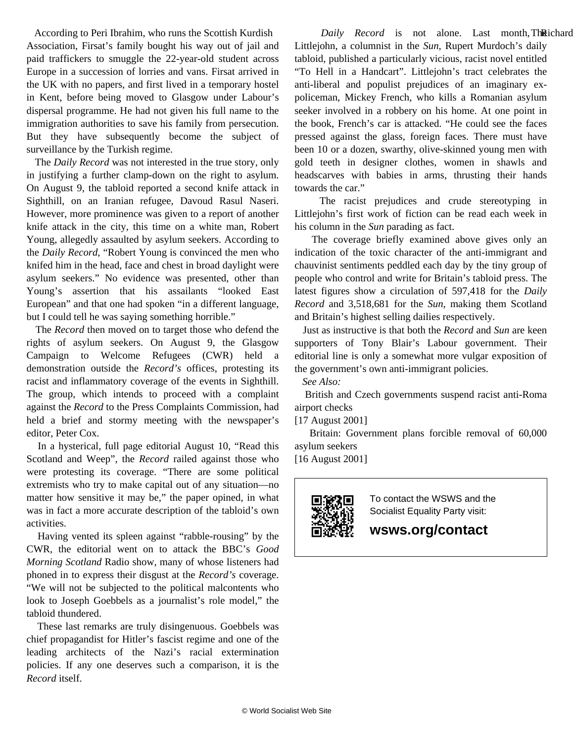According to Peri Ibrahim, who runs the Scottish Kurdish Association, Firsat's family bought his way out of jail and paid traffickers to smuggle the 22-year-old student across Europe in a succession of lorries and vans. Firsat arrived in the UK with no papers, and first lived in a temporary hostel in Kent, before being moved to Glasgow under Labour's dispersal programme. He had not given his full name to the immigration authorities to save his family from persecution. But they have subsequently become the subject of surveillance by the Turkish regime.

The *Daily Record* was not interested in the true story, only in justifying a further clamp-down on the right to asylum. On August 9, the tabloid reported a second knife attack in Sighthill, on an Iranian refugee, Davoud Rasul Naseri. However, more prominence was given to a report of another knife attack in the city, this time on a white man, Robert Young, allegedly assaulted by asylum seekers. According to the *Daily Record*, "Robert Young is convinced the men who knifed him in the head, face and chest in broad daylight were asylum seekers." No evidence was presented, other than Young's assertion that his assailants "looked East European" and that one had spoken "in a different language, but I could tell he was saying something horrible."

The *Record* then moved on to target those who defend the rights of asylum seekers. On August 9, the Glasgow Campaign to Welcome Refugees (CWR) held a demonstration outside the *Record's* offices, protesting its racist and inflammatory coverage of the events in Sighthill. The group, which intends to proceed with a complaint against the *Record* to the Press Complaints Commission, had held a brief and stormy meeting with the newspaper's editor, Peter Cox.

In a hysterical, full page editorial August 10, "Read this Scotland and Weep", the *Record* railed against those who were protesting its coverage. "There are some political extremists who try to make capital out of any situation—no matter how sensitive it may be," the paper opined, in what was in fact a more accurate description of the tabloid's own activities.

Having vented its spleen against "rabble-rousing" by the CWR, the editorial went on to attack the BBC's *Good Morning Scotland* Radio show, many of whose listeners had phoned in to express their disgust at the *Record's* coverage. "We will not be subjected to the political malcontents who look to Joseph Goebbels as a journalist's role model," the tabloid thundered.

These last remarks are truly disingenuous. Goebbels was chief propagandist for Hitler's fascist regime and one of the leading architects of the Nazi's racial extermination policies. If any one deserves such a comparison, it is the *Record* itself.

The *Daily Record* is not alone. Last month, Richard Littlejohn, a columnist in the *Sun*, Rupert Murdoch's daily tabloid, published a particularly vicious, racist novel entitled "To Hell in a Handcart". Littlejohn's tract celebrates the anti-liberal and populist prejudices of an imaginary ex-policeman, Mickey French, who kills a Romanian asylum seeker involved in a robbery on his home. At one point in the book, French's car is attacked. "He could see the faces pressed against the glass, foreign faces. There must have been 10 or a dozen, swarthy, olive-skinned young men with gold teeth in designer clothes, women in shawls and headscarves with babies in arms, thrusting their hands towards the car."

The racist prejudices and crude stereotyping in Littlejohn's first work of fiction can be read each week in his column in the *Sun* parading as fact.

The coverage briefly examined above gives only an indication of the toxic character of the anti-immigrant and chauvinist sentiments peddled each day by the tiny group of people who control and write for Britain's tabloid press. The latest figures show a circulation of 597,418 for the *Daily Record* and 3,518,681 for the *Sun*, making them Scotland and Britain's highest selling dailies respectively.

Just as instructive is that both the *Record* and *Sun* are keen supporters of Tony Blair's Labour government. Their editorial line is only a somewhat more vulgar exposition of the government's own anti-immigrant policies.

*See Also:*

British and Czech governments suspend racist anti-Roma airport checks
[17 August 2001]

Britain: Government plans forcible removal of 60,000 asylum seekers
[16 August 2001]

To contact the WSWS and the Socialist Equality Party visit:

**wsws.org/contact**